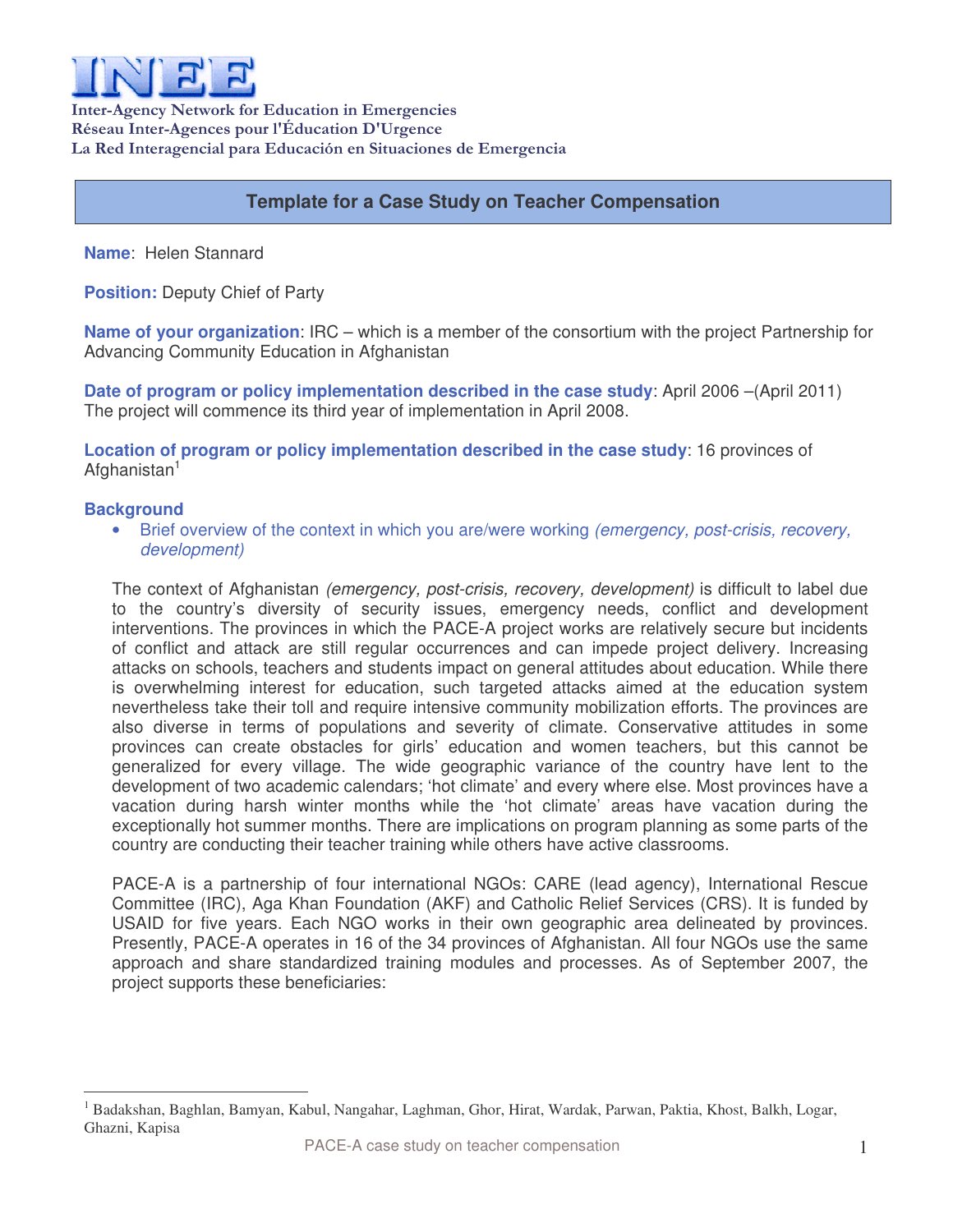# INEE

**Inter-Agency Network for Education in Emergencies**
**Réseau Inter-Agences pour l'Éducation D'Urgence**
**La Red Interagencial para Educación en Situaciones de Emergencia**

## Template for a Case Study on Teacher Compensation

**Name**: Helen Stannard

**Position:** Deputy Chief of Party

**Name of your organization**: IRC – which is a member of the consortium with the project Partnership for Advancing Community Education in Afghanistan

**Date of program or policy implementation described in the case study**: April 2006 –(April 2011) The project will commence its third year of implementation in April 2008.

**Location of program or policy implementation described in the case study**: 16 provinces of Afghanistan[1]

### Background

- Brief overview of the context in which you are/were working *(emergency, post-crisis, recovery, development)*

The context of Afghanistan *(emergency, post-crisis, recovery, development)* is difficult to label due to the country's diversity of security issues, emergency needs, conflict and development interventions. The provinces in which the PACE-A project works are relatively secure but incidents of conflict and attack are still regular occurrences and can impede project delivery. Increasing attacks on schools, teachers and students impact on general attitudes about education. While there is overwhelming interest for education, such targeted attacks aimed at the education system nevertheless take their toll and require intensive community mobilization efforts. The provinces are also diverse in terms of populations and severity of climate. Conservative attitudes in some provinces can create obstacles for girls' education and women teachers, but this cannot be generalized for every village. The wide geographic variance of the country have lent to the development of two academic calendars; 'hot climate' and every where else. Most provinces have a vacation during harsh winter months while the 'hot climate' areas have vacation during the exceptionally hot summer months. There are implications on program planning as some parts of the country are conducting their teacher training while others have active classrooms.

PACE-A is a partnership of four international NGOs: CARE (lead agency), International Rescue Committee (IRC), Aga Khan Foundation (AKF) and Catholic Relief Services (CRS). It is funded by USAID for five years. Each NGO works in their own geographic area delineated by provinces. Presently, PACE-A operates in 16 of the 34 provinces of Afghanistan. All four NGOs use the same approach and share standardized training modules and processes. As of September 2007, the project supports these beneficiaries:

---

[1] Badakshan, Baghlan, Bamyan, Kabul, Nangahar, Laghman, Ghor, Hirat, Wardak, Parwan, Paktia, Khost, Balkh, Logar, Ghazni, Kapisa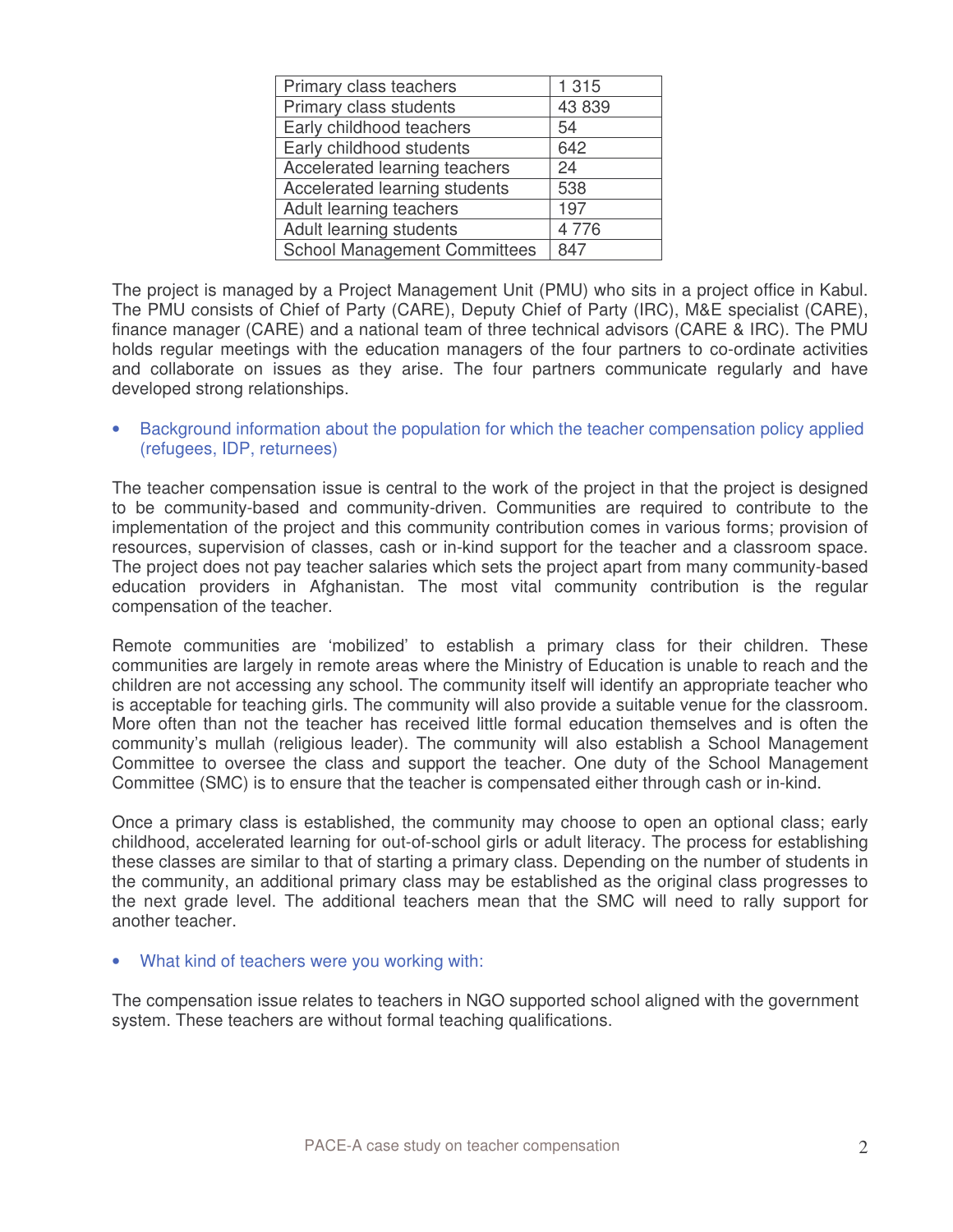| Primary class teachers | 1 315 |
|---|---|
| Primary class students | 43 839 |
| Early childhood teachers | 54 |
| Early childhood students | 642 |
| Accelerated learning teachers | 24 |
| Accelerated learning students | 538 |
| Adult learning teachers | 197 |
| Adult learning students | 4 776 |
| School Management Committees | 847 |

The project is managed by a Project Management Unit (PMU) who sits in a project office in Kabul. The PMU consists of Chief of Party (CARE), Deputy Chief of Party (IRC), M&E specialist (CARE), finance manager (CARE) and a national team of three technical advisors (CARE & IRC). The PMU holds regular meetings with the education managers of the four partners to co-ordinate activities and collaborate on issues as they arise. The four partners communicate regularly and have developed strong relationships.

- Background information about the population for which the teacher compensation policy applied (refugees, IDP, returnees)

The teacher compensation issue is central to the work of the project in that the project is designed to be community-based and community-driven. Communities are required to contribute to the implementation of the project and this community contribution comes in various forms; provision of resources, supervision of classes, cash or in-kind support for the teacher and a classroom space. The project does not pay teacher salaries which sets the project apart from many community-based education providers in Afghanistan. The most vital community contribution is the regular compensation of the teacher.

Remote communities are 'mobilized' to establish a primary class for their children. These communities are largely in remote areas where the Ministry of Education is unable to reach and the children are not accessing any school. The community itself will identify an appropriate teacher who is acceptable for teaching girls. The community will also provide a suitable venue for the classroom. More often than not the teacher has received little formal education themselves and is often the community's mullah (religious leader). The community will also establish a School Management Committee to oversee the class and support the teacher. One duty of the School Management Committee (SMC) is to ensure that the teacher is compensated either through cash or in-kind.

Once a primary class is established, the community may choose to open an optional class; early childhood, accelerated learning for out-of-school girls or adult literacy. The process for establishing these classes are similar to that of starting a primary class. Depending on the number of students in the community, an additional primary class may be established as the original class progresses to the next grade level. The additional teachers mean that the SMC will need to rally support for another teacher.

- What kind of teachers were you working with:

The compensation issue relates to teachers in NGO supported school aligned with the government system. These teachers are without formal teaching qualifications.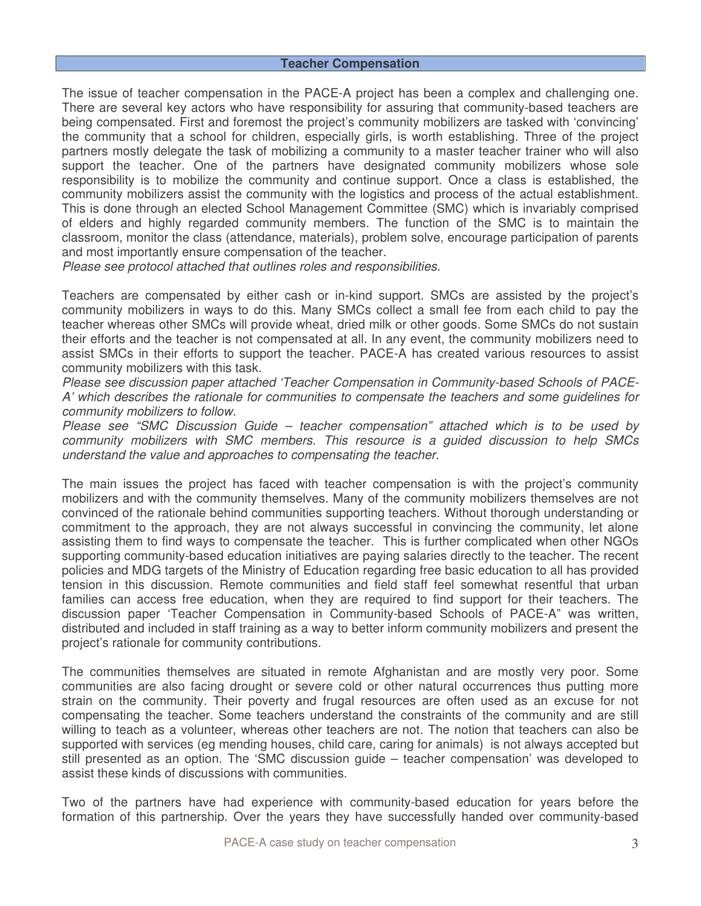## Teacher Compensation

The issue of teacher compensation in the PACE-A project has been a complex and challenging one. There are several key actors who have responsibility for assuring that community-based teachers are being compensated. First and foremost the project's community mobilizers are tasked with 'convincing' the community that a school for children, especially girls, is worth establishing. Three of the project partners mostly delegate the task of mobilizing a community to a master teacher trainer who will also support the teacher. One of the partners have designated community mobilizers whose sole responsibility is to mobilize the community and continue support. Once a class is established, the community mobilizers assist the community with the logistics and process of the actual establishment. This is done through an elected School Management Committee (SMC) which is invariably comprised of elders and highly regarded community members. The function of the SMC is to maintain the classroom, monitor the class (attendance, materials), problem solve, encourage participation of parents and most importantly ensure compensation of the teacher.

*Please see protocol attached that outlines roles and responsibilities.*

Teachers are compensated by either cash or in-kind support. SMCs are assisted by the project's community mobilizers in ways to do this. Many SMCs collect a small fee from each child to pay the teacher whereas other SMCs will provide wheat, dried milk or other goods. Some SMCs do not sustain their efforts and the teacher is not compensated at all. In any event, the community mobilizers need to assist SMCs in their efforts to support the teacher. PACE-A has created various resources to assist community mobilizers with this task.

*Please see discussion paper attached 'Teacher Compensation in Community-based Schools of PACE-A' which describes the rationale for communities to compensate the teachers and some guidelines for community mobilizers to follow.*

*Please see "SMC Discussion Guide – teacher compensation" attached which is to be used by community mobilizers with SMC members. This resource is a guided discussion to help SMCs understand the value and approaches to compensating the teacher.*

The main issues the project has faced with teacher compensation is with the project's community mobilizers and with the community themselves. Many of the community mobilizers themselves are not convinced of the rationale behind communities supporting teachers. Without thorough understanding or commitment to the approach, they are not always successful in convincing the community, let alone assisting them to find ways to compensate the teacher. This is further complicated when other NGOs supporting community-based education initiatives are paying salaries directly to the teacher. The recent policies and MDG targets of the Ministry of Education regarding free basic education to all has provided tension in this discussion. Remote communities and field staff feel somewhat resentful that urban families can access free education, when they are required to find support for their teachers. The discussion paper 'Teacher Compensation in Community-based Schools of PACE-A" was written, distributed and included in staff training as a way to better inform community mobilizers and present the project's rationale for community contributions.

The communities themselves are situated in remote Afghanistan and are mostly very poor. Some communities are also facing drought or severe cold or other natural occurrences thus putting more strain on the community. Their poverty and frugal resources are often used as an excuse for not compensating the teacher. Some teachers understand the constraints of the community and are still willing to teach as a volunteer, whereas other teachers are not. The notion that teachers can also be supported with services (eg mending houses, child care, caring for animals) is not always accepted but still presented as an option. The 'SMC discussion guide – teacher compensation' was developed to assist these kinds of discussions with communities.

Two of the partners have had experience with community-based education for years before the formation of this partnership. Over the years they have successfully handed over community-based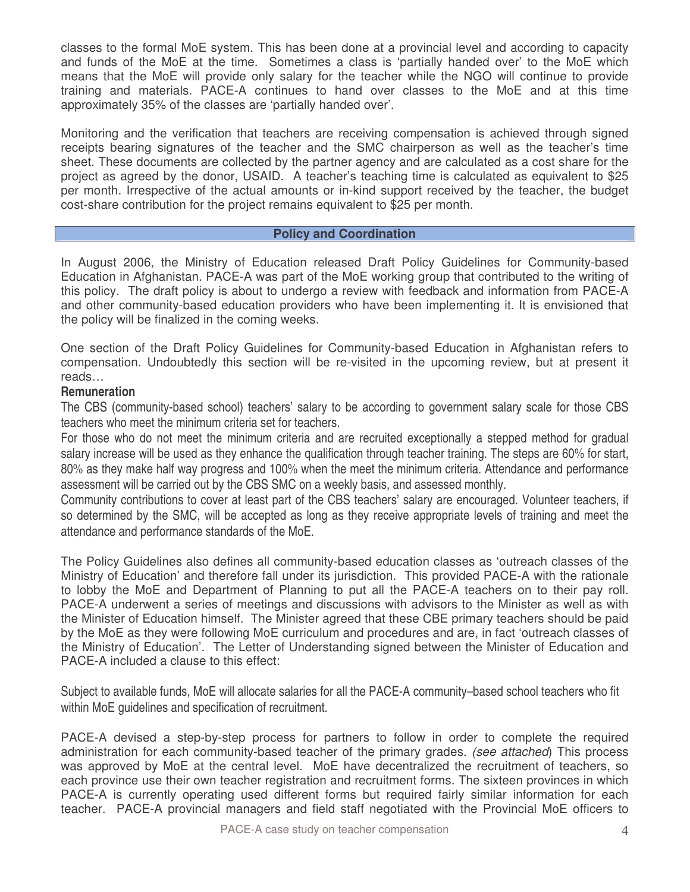classes to the formal MoE system. This has been done at a provincial level and according to capacity and funds of the MoE at the time. Sometimes a class is 'partially handed over' to the MoE which means that the MoE will provide only salary for the teacher while the NGO will continue to provide training and materials. PACE-A continues to hand over classes to the MoE and at this time approximately 35% of the classes are 'partially handed over'.

Monitoring and the verification that teachers are receiving compensation is achieved through signed receipts bearing signatures of the teacher and the SMC chairperson as well as the teacher's time sheet. These documents are collected by the partner agency and are calculated as a cost share for the project as agreed by the donor, USAID. A teacher's teaching time is calculated as equivalent to $25 per month. Irrespective of the actual amounts or in-kind support received by the teacher, the budget cost-share contribution for the project remains equivalent to $25 per month.

## Policy and Coordination

In August 2006, the Ministry of Education released Draft Policy Guidelines for Community-based Education in Afghanistan. PACE-A was part of the MoE working group that contributed to the writing of this policy. The draft policy is about to undergo a review with feedback and information from PACE-A and other community-based education providers who have been implementing it. It is envisioned that the policy will be finalized in the coming weeks.

One section of the Draft Policy Guidelines for Community-based Education in Afghanistan refers to compensation. Undoubtedly this section will be re-visited in the upcoming review, but at present it reads…

**Remuneration**

The CBS (community-based school) teachers' salary to be according to government salary scale for those CBS teachers who meet the minimum criteria set for teachers.

For those who do not meet the minimum criteria and are recruited exceptionally a stepped method for gradual salary increase will be used as they enhance the qualification through teacher training. The steps are 60% for start, 80% as they make half way progress and 100% when the meet the minimum criteria. Attendance and performance assessment will be carried out by the CBS SMC on a weekly basis, and assessed monthly.

Community contributions to cover at least part of the CBS teachers' salary are encouraged. Volunteer teachers, if so determined by the SMC, will be accepted as long as they receive appropriate levels of training and meet the attendance and performance standards of the MoE.

The Policy Guidelines also defines all community-based education classes as 'outreach classes of the Ministry of Education' and therefore fall under its jurisdiction. This provided PACE-A with the rationale to lobby the MoE and Department of Planning to put all the PACE-A teachers on to their pay roll. PACE-A underwent a series of meetings and discussions with advisors to the Minister as well as with the Minister of Education himself. The Minister agreed that these CBE primary teachers should be paid by the MoE as they were following MoE curriculum and procedures and are, in fact 'outreach classes of the Ministry of Education'. The Letter of Understanding signed between the Minister of Education and PACE-A included a clause to this effect:

Subject to available funds, MoE will allocate salaries for all the PACE-A community–based school teachers who fit within MoE guidelines and specification of recruitment.

PACE-A devised a step-by-step process for partners to follow in order to complete the required administration for each community-based teacher of the primary grades. *(see attached)* This process was approved by MoE at the central level. MoE have decentralized the recruitment of teachers, so each province use their own teacher registration and recruitment forms. The sixteen provinces in which PACE-A is currently operating used different forms but required fairly similar information for each teacher. PACE-A provincial managers and field staff negotiated with the Provincial MoE officers to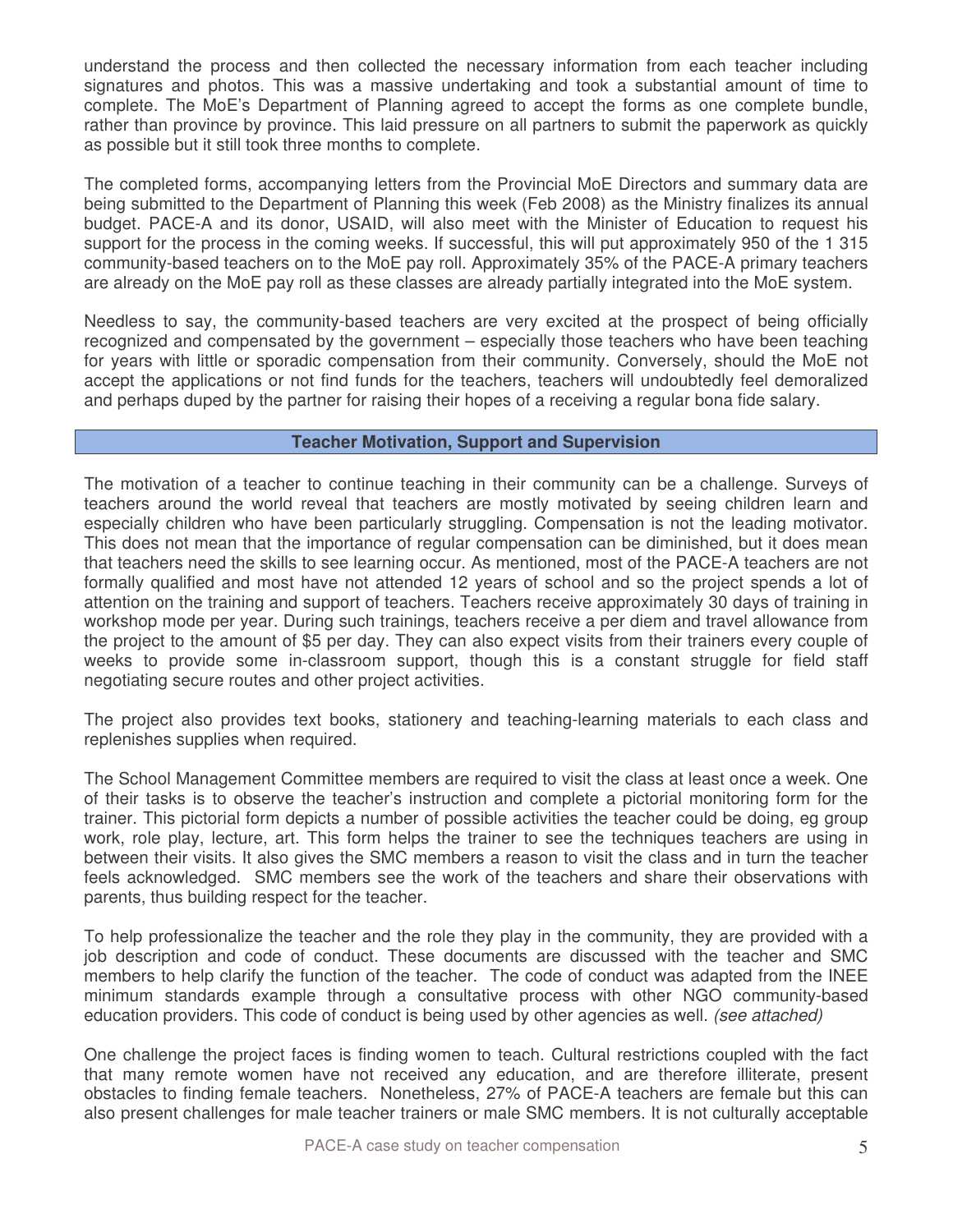understand the process and then collected the necessary information from each teacher including signatures and photos. This was a massive undertaking and took a substantial amount of time to complete. The MoE's Department of Planning agreed to accept the forms as one complete bundle, rather than province by province. This laid pressure on all partners to submit the paperwork as quickly as possible but it still took three months to complete.

The completed forms, accompanying letters from the Provincial MoE Directors and summary data are being submitted to the Department of Planning this week (Feb 2008) as the Ministry finalizes its annual budget. PACE-A and its donor, USAID, will also meet with the Minister of Education to request his support for the process in the coming weeks. If successful, this will put approximately 950 of the 1 315 community-based teachers on to the MoE pay roll. Approximately 35% of the PACE-A primary teachers are already on the MoE pay roll as these classes are already partially integrated into the MoE system.

Needless to say, the community-based teachers are very excited at the prospect of being officially recognized and compensated by the government – especially those teachers who have been teaching for years with little or sporadic compensation from their community. Conversely, should the MoE not accept the applications or not find funds for the teachers, teachers will undoubtedly feel demoralized and perhaps duped by the partner for raising their hopes of a receiving a regular bona fide salary.

## Teacher Motivation, Support and Supervision

The motivation of a teacher to continue teaching in their community can be a challenge. Surveys of teachers around the world reveal that teachers are mostly motivated by seeing children learn and especially children who have been particularly struggling. Compensation is not the leading motivator. This does not mean that the importance of regular compensation can be diminished, but it does mean that teachers need the skills to see learning occur. As mentioned, most of the PACE-A teachers are not formally qualified and most have not attended 12 years of school and so the project spends a lot of attention on the training and support of teachers. Teachers receive approximately 30 days of training in workshop mode per year. During such trainings, teachers receive a per diem and travel allowance from the project to the amount of $5 per day. They can also expect visits from their trainers every couple of weeks to provide some in-classroom support, though this is a constant struggle for field staff negotiating secure routes and other project activities.

The project also provides text books, stationery and teaching-learning materials to each class and replenishes supplies when required.

The School Management Committee members are required to visit the class at least once a week. One of their tasks is to observe the teacher's instruction and complete a pictorial monitoring form for the trainer. This pictorial form depicts a number of possible activities the teacher could be doing, eg group work, role play, lecture, art. This form helps the trainer to see the techniques teachers are using in between their visits. It also gives the SMC members a reason to visit the class and in turn the teacher feels acknowledged. SMC members see the work of the teachers and share their observations with parents, thus building respect for the teacher.

To help professionalize the teacher and the role they play in the community, they are provided with a job description and code of conduct. These documents are discussed with the teacher and SMC members to help clarify the function of the teacher. The code of conduct was adapted from the INEE minimum standards example through a consultative process with other NGO community-based education providers. This code of conduct is being used by other agencies as well. *(see attached)*

One challenge the project faces is finding women to teach. Cultural restrictions coupled with the fact that many remote women have not received any education, and are therefore illiterate, present obstacles to finding female teachers. Nonetheless, 27% of PACE-A teachers are female but this can also present challenges for male teacher trainers or male SMC members. It is not culturally acceptable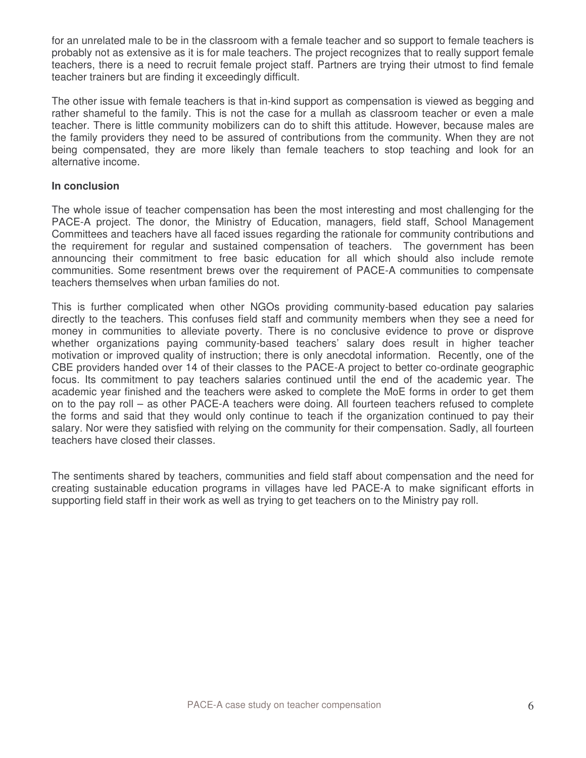for an unrelated male to be in the classroom with a female teacher and so support to female teachers is probably not as extensive as it is for male teachers. The project recognizes that to really support female teachers, there is a need to recruit female project staff. Partners are trying their utmost to find female teacher trainers but are finding it exceedingly difficult.

The other issue with female teachers is that in-kind support as compensation is viewed as begging and rather shameful to the family. This is not the case for a mullah as classroom teacher or even a male teacher. There is little community mobilizers can do to shift this attitude. However, because males are the family providers they need to be assured of contributions from the community. When they are not being compensated, they are more likely than female teachers to stop teaching and look for an alternative income.

**In conclusion**

The whole issue of teacher compensation has been the most interesting and most challenging for the PACE-A project. The donor, the Ministry of Education, managers, field staff, School Management Committees and teachers have all faced issues regarding the rationale for community contributions and the requirement for regular and sustained compensation of teachers. The government has been announcing their commitment to free basic education for all which should also include remote communities. Some resentment brews over the requirement of PACE-A communities to compensate teachers themselves when urban families do not.

This is further complicated when other NGOs providing community-based education pay salaries directly to the teachers. This confuses field staff and community members when they see a need for money in communities to alleviate poverty. There is no conclusive evidence to prove or disprove whether organizations paying community-based teachers' salary does result in higher teacher motivation or improved quality of instruction; there is only anecdotal information. Recently, one of the CBE providers handed over 14 of their classes to the PACE-A project to better co-ordinate geographic focus. Its commitment to pay teachers salaries continued until the end of the academic year. The academic year finished and the teachers were asked to complete the MoE forms in order to get them on to the pay roll – as other PACE-A teachers were doing. All fourteen teachers refused to complete the forms and said that they would only continue to teach if the organization continued to pay their salary. Nor were they satisfied with relying on the community for their compensation. Sadly, all fourteen teachers have closed their classes.

The sentiments shared by teachers, communities and field staff about compensation and the need for creating sustainable education programs in villages have led PACE-A to make significant efforts in supporting field staff in their work as well as trying to get teachers on to the Ministry pay roll.